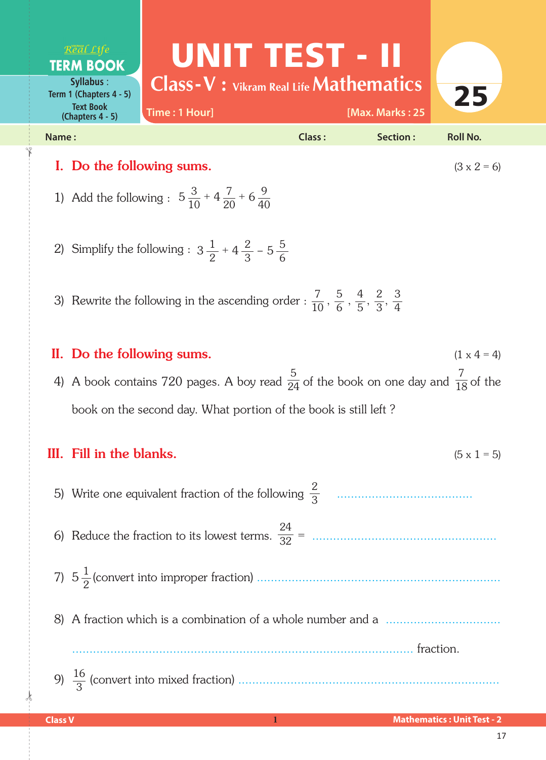Real Life **TERM BOOK**

Syllabus : Term 1 (Chapters 4 - 5)
Text Book (Chapters 4 - 5)

# UNIT TEST - II

## Class - V : Vikram Real Life Mathematics

Time : 1 Hour] [Max. Marks : 25

**25**

Name : Class : Section : Roll No.

## I. Do the following sums. (3 x 2 = 6)

1) Add the following : $5\frac{3}{10} + 4\frac{7}{20} + 6\frac{9}{40}$

2) Simplify the following : $3\frac{1}{2} + 4\frac{2}{3} - 5\frac{5}{6}$

3) Rewrite the following in the ascending order : $\frac{7}{10}, \frac{5}{6}, \frac{4}{5}, \frac{2}{3}, \frac{3}{4}$

## II. Do the following sums. (1 x 4 = 4)

4) A book contains 720 pages. A boy read $\frac{5}{24}$ of the book on one day and $\frac{7}{18}$ of the book on the second day. What portion of the book is still left ?

## III. Fill in the blanks. (5 x 1 = 5)

5) Write one equivalent fraction of the following $\frac{2}{3}$ ..........................................

6) Reduce the fraction to its lowest terms. $\frac{24}{32}$ = ..........................................

7) $5\frac{1}{2}$ (convert into improper fraction) ..........................................

8) A fraction which is a combination of a whole number and a .......................... .......................................... fraction.

9) $\frac{16}{3}$ (convert into mixed fraction) ..........................................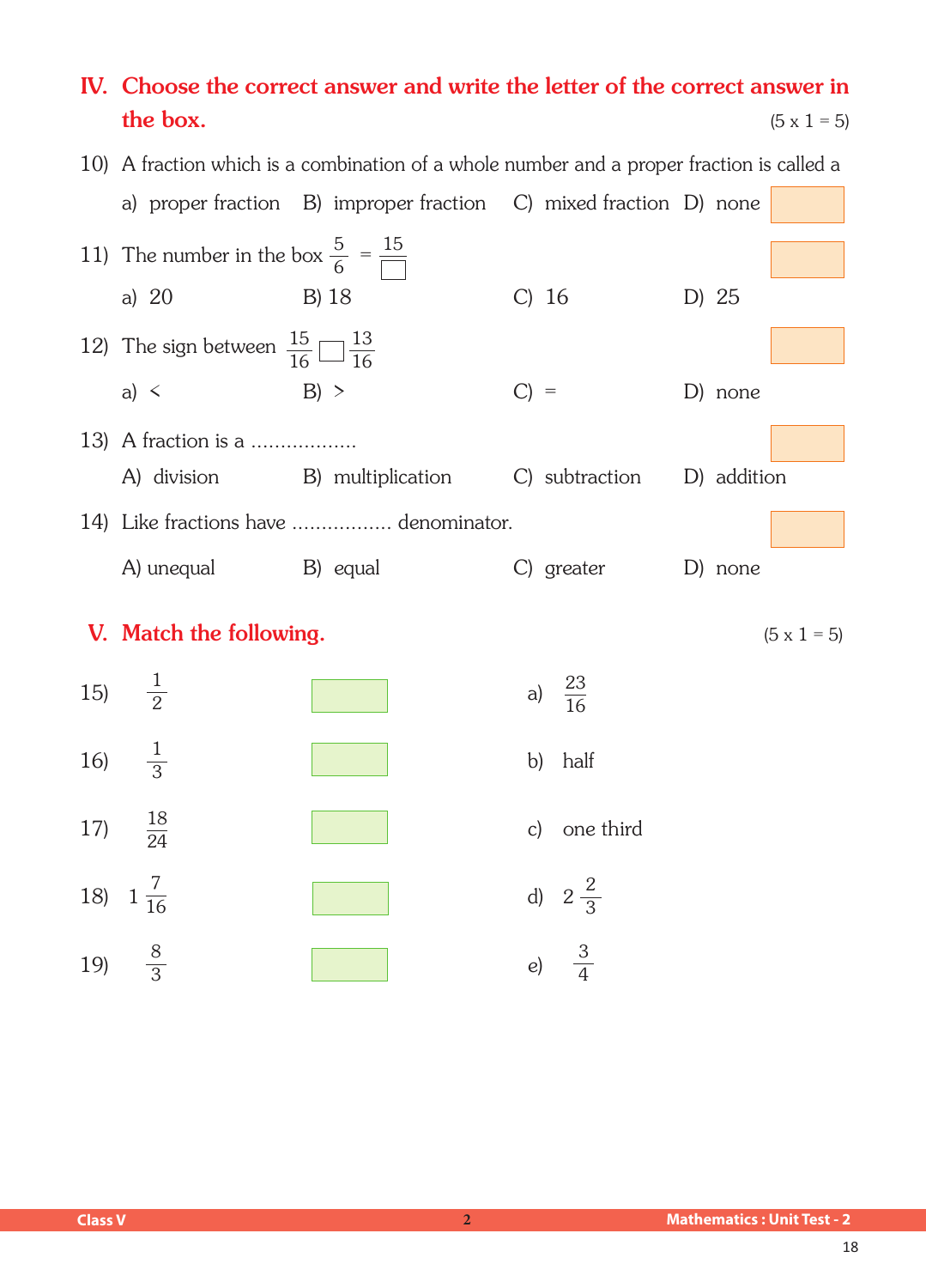## IV. Choose the correct answer and write the letter of the correct answer in the box.

(5 x 1 = 5)

10) A fraction which is a combination of a whole number and a proper fraction is called a

a) proper fraction  B) improper fraction  C) mixed fraction  D) none

11) The number in the box $\frac{5}{6} = \frac{15}{\square}$

a) 20  B) 18  C) 16  D) 25

12) The sign between $\frac{15}{16} \square \frac{13}{16}$

a) <  B) >  C) =  D) none

13) A fraction is a .................

A) division  B) multiplication  C) subtraction  D) addition

14) Like fractions have ................. denominator.

A) unequal  B) equal  C) greater  D) none

## V. Match the following.

(5 x 1 = 5)

| | | | |
|---|---|---|---|
| 15) $\frac{1}{2}$ | | a) | $\frac{23}{16}$ |
| 16) $\frac{1}{3}$ | | b) | half |
| 17) $\frac{18}{24}$ | | c) | one third |
| 18) $1\frac{7}{16}$ | | d) | $2\frac{2}{3}$ |
| 19) $\frac{8}{3}$ | | e) | $\frac{3}{4}$ |